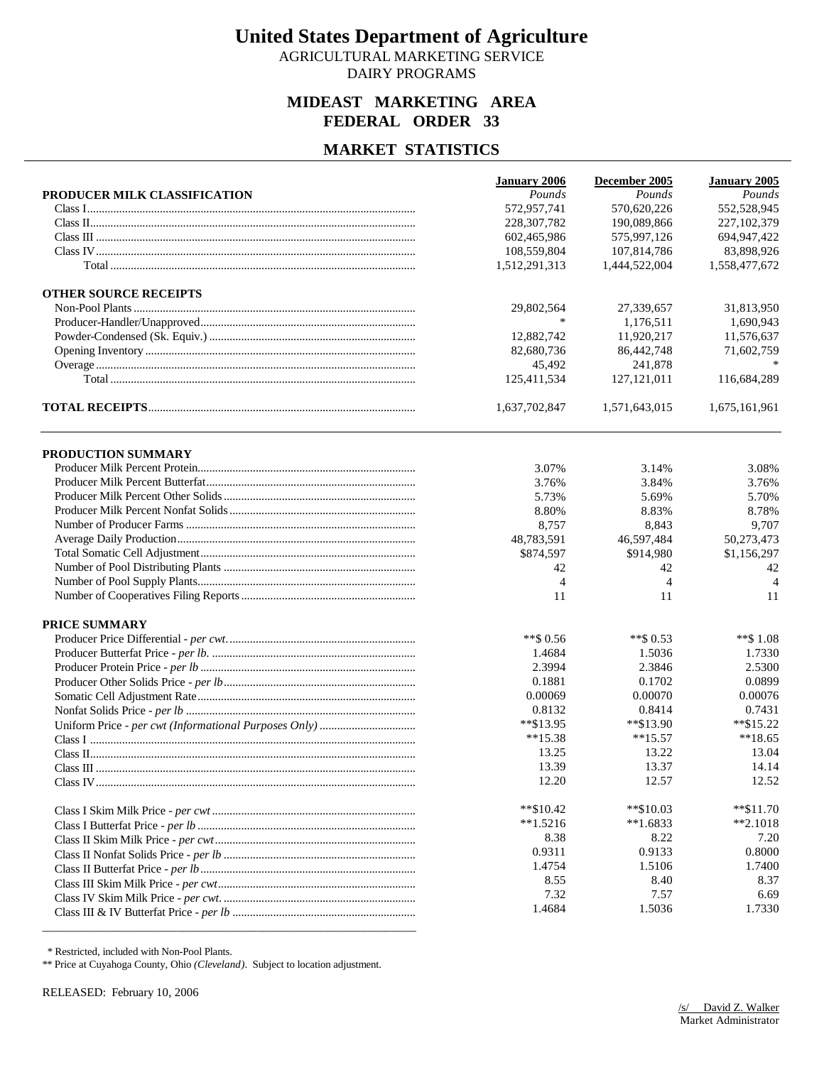# United States Department of Agriculture

AGRICULTURAL MARKETING SERVICE
DAIRY PROGRAMS

## MIDEAST MARKETING AREA
## FEDERAL ORDER 33

## MARKET STATISTICS

| PRODUCER MILK CLASSIFICATION | January 2006 | December 2005 | January 2005 |
|---|---|---|---|
| | *Pounds* | *Pounds* | *Pounds* |
| Class I | 572,957,741 | 570,620,226 | 552,528,945 |
| Class II | 228,307,782 | 190,089,866 | 227,102,379 |
| Class III | 602,465,986 | 575,997,126 | 694,947,422 |
| Class IV | 108,559,804 | 107,814,786 | 83,898,926 |
| Total | 1,512,291,313 | 1,444,522,004 | 1,558,477,672 |
| **OTHER SOURCE RECEIPTS** | | | |
| Non-Pool Plants | 29,802,564 | 27,339,657 | 31,813,950 |
| Producer-Handler/Unapproved | * | 1,176,511 | 1,690,943 |
| Powder-Condensed (Sk. Equiv.) | 12,882,742 | 11,920,217 | 11,576,637 |
| Opening Inventory | 82,680,736 | 86,442,748 | 71,602,759 |
| Overage | 45,492 | 241,878 | * |
| Total | 125,411,534 | 127,121,011 | 116,684,289 |
| **TOTAL RECEIPTS** | 1,637,702,847 | 1,571,643,015 | 1,675,161,961 |

| PRODUCTION SUMMARY | January 2006 | December 2005 | January 2005 |
|---|---|---|---|
| Producer Milk Percent Protein | 3.07% | 3.14% | 3.08% |
| Producer Milk Percent Butterfat | 3.76% | 3.84% | 3.76% |
| Producer Milk Percent Other Solids | 5.73% | 5.69% | 5.70% |
| Producer Milk Percent Nonfat Solids | 8.80% | 8.83% | 8.78% |
| Number of Producer Farms | 8,757 | 8,843 | 9,707 |
| Average Daily Production | 48,783,591 | 46,597,484 | 50,273,473 |
| Total Somatic Cell Adjustment | $874,597 | $914,980 | $1,156,297 |
| Number of Pool Distributing Plants | 42 | 42 | 42 |
| Number of Pool Supply Plants | 4 | 4 | 4 |
| Number of Cooperatives Filing Reports | 11 | 11 | 11 |
| **PRICE SUMMARY** | | | |
| Producer Price Differential - *per cwt.* | **$ 0.56 | **$ 0.53 | **$ 1.08 |
| Producer Butterfat Price - *per lb.* | 1.4684 | 1.5036 | 1.7330 |
| Producer Protein Price - *per lb* | 2.3994 | 2.3846 | 2.5300 |
| Producer Other Solids Price - *per lb* | 0.1881 | 0.1702 | 0.0899 |
| Somatic Cell Adjustment Rate | 0.00069 | 0.00070 | 0.00076 |
| Nonfat Solids Price - *per lb* | 0.8132 | 0.8414 | 0.7431 |
| Uniform Price - *per cwt (Informational Purposes Only)* | **$13.95 | **$13.90 | **$15.22 |
| Class I | **15.38 | **15.57 | **18.65 |
| Class II | 13.25 | 13.22 | 13.04 |
| Class III | 13.39 | 13.37 | 14.14 |
| Class IV | 12.20 | 12.57 | 12.52 |
| Class I Skim Milk Price - *per cwt* | **$10.42 | **$10.03 | **$11.70 |
| Class I Butterfat Price - *per lb* | **1.5216 | **1.6833 | **2.1018 |
| Class II Skim Milk Price - *per cwt* | 8.38 | 8.22 | 7.20 |
| Class II Nonfat Solids Price - *per lb* | 0.9311 | 0.9133 | 0.8000 |
| Class II Butterfat Price - *per lb* | 1.4754 | 1.5106 | 1.7400 |
| Class III Skim Milk Price - *per cwt* | 8.55 | 8.40 | 8.37 |
| Class IV Skim Milk Price - *per cwt.* | 7.32 | 7.57 | 6.69 |
| Class III & IV Butterfat Price - *per lb* | 1.4684 | 1.5036 | 1.7330 |

\* Restricted, included with Non-Pool Plants.

** Price at Cuyahoga County, Ohio *(Cleveland)*. Subject to location adjustment.

RELEASED: February 10, 2006

/s/ David Z. Walker
Market Administrator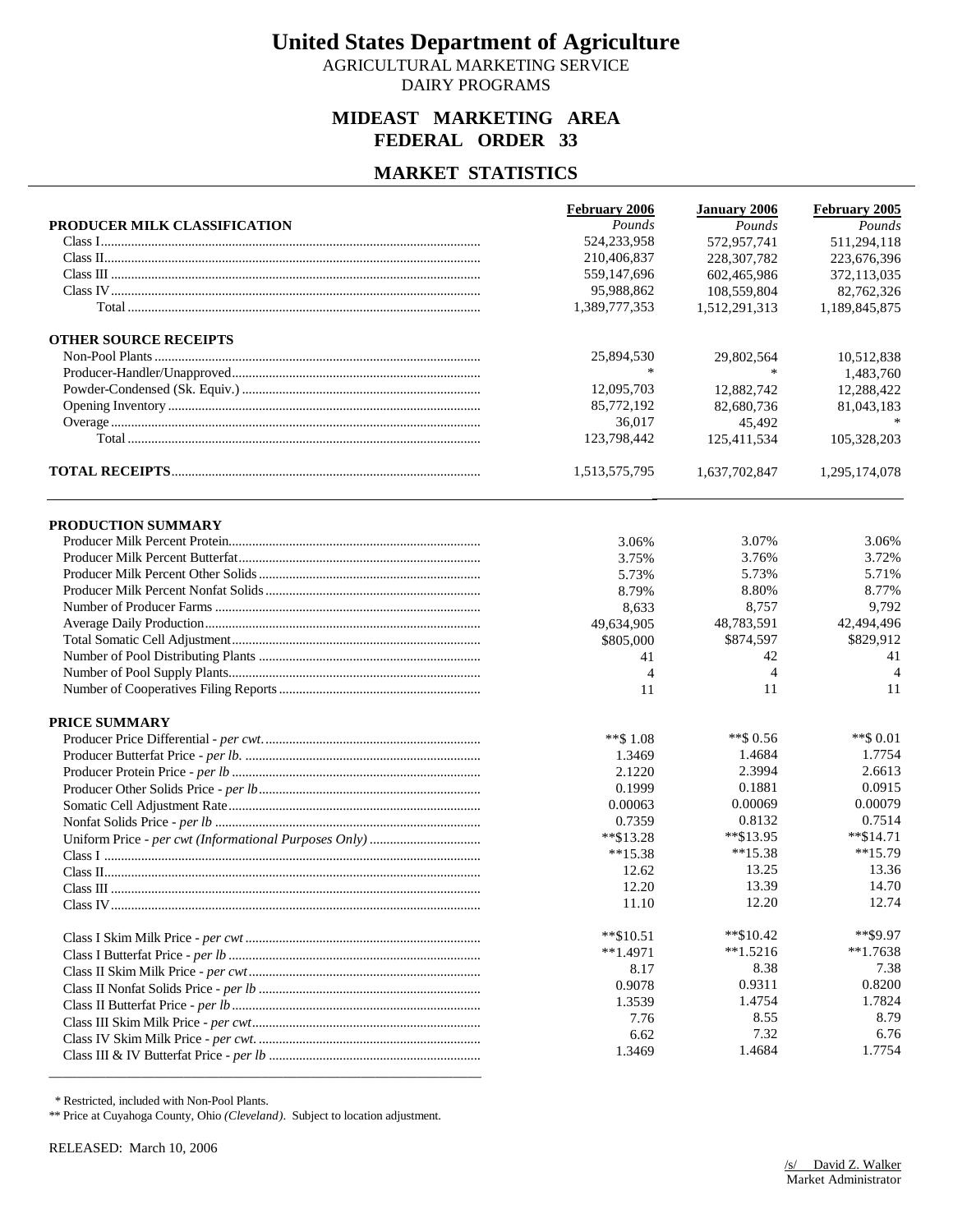# United States Department of Agriculture

AGRICULTURAL MARKETING SERVICE
DAIRY PROGRAMS

## MIDEAST MARKETING AREA
## FEDERAL ORDER 33

## MARKET STATISTICS

| | February 2006 | January 2006 | February 2005 |
|---|---|---|---|
| **PRODUCER MILK CLASSIFICATION** | *Pounds* | *Pounds* | *Pounds* |
| Class I | 524,233,958 | 572,957,741 | 511,294,118 |
| Class II | 210,406,837 | 228,307,782 | 223,676,396 |
| Class III | 559,147,696 | 602,465,986 | 372,113,035 |
| Class IV | 95,988,862 | 108,559,804 | 82,762,326 |
| Total | 1,389,777,353 | 1,512,291,313 | 1,189,845,875 |
| **OTHER SOURCE RECEIPTS** | | | |
| Non-Pool Plants | 25,894,530 | 29,802,564 | 10,512,838 |
| Producer-Handler/Unapproved | * | * | 1,483,760 |
| Powder-Condensed (Sk. Equiv.) | 12,095,703 | 12,882,742 | 12,288,422 |
| Opening Inventory | 85,772,192 | 82,680,736 | 81,043,183 |
| Overage | 36,017 | 45,492 | * |
| Total | 123,798,442 | 125,411,534 | 105,328,203 |
| **TOTAL RECEIPTS** | 1,513,575,795 | 1,637,702,847 | 1,295,174,078 |

| | February 2006 | January 2006 | February 2005 |
|---|---|---|---|
| **PRODUCTION SUMMARY** | | | |
| Producer Milk Percent Protein | 3.06% | 3.07% | 3.06% |
| Producer Milk Percent Butterfat | 3.75% | 3.76% | 3.72% |
| Producer Milk Percent Other Solids | 5.73% | 5.73% | 5.71% |
| Producer Milk Percent Nonfat Solids | 8.79% | 8.80% | 8.77% |
| Number of Producer Farms | 8,633 | 8,757 | 9,792 |
| Average Daily Production | 49,634,905 | 48,783,591 | 42,494,496 |
| Total Somatic Cell Adjustment | $805,000 | $874,597 | $829,912 |
| Number of Pool Distributing Plants | 41 | 42 | 41 |
| Number of Pool Supply Plants | 4 | 4 | 4 |
| Number of Cooperatives Filing Reports | 11 | 11 | 11 |
| **PRICE SUMMARY** | | | |
| Producer Price Differential - *per cwt.* | **$ 1.08 | **$ 0.56 | **$ 0.01 |
| Producer Butterfat Price - *per lb.* | 1.3469 | 1.4684 | 1.7754 |
| Producer Protein Price - *per lb* | 2.1220 | 2.3994 | 2.6613 |
| Producer Other Solids Price - *per lb* | 0.1999 | 0.1881 | 0.0915 |
| Somatic Cell Adjustment Rate | 0.00063 | 0.00069 | 0.00079 |
| Nonfat Solids Price - *per lb* | 0.7359 | 0.8132 | 0.7514 |
| Uniform Price - *per cwt (Informational Purposes Only)* | **$13.28 | **$13.95 | **$14.71 |
| Class I | **15.38 | **15.38 | **15.79 |
| Class II | 12.62 | 13.25 | 13.36 |
| Class III | 12.20 | 13.39 | 14.70 |
| Class IV | 11.10 | 12.20 | 12.74 |
| Class I Skim Milk Price - *per cwt* | **$10.51 | **$10.42 | **$9.97 |
| Class I Butterfat Price - *per lb* | **1.4971 | **1.5216 | **1.7638 |
| Class II Skim Milk Price - *per cwt* | 8.17 | 8.38 | 7.38 |
| Class II Nonfat Solids Price - *per lb* | 0.9078 | 0.9311 | 0.8200 |
| Class II Butterfat Price - *per lb* | 1.3539 | 1.4754 | 1.7824 |
| Class III Skim Milk Price - *per cwt* | 7.76 | 8.55 | 8.79 |
| Class IV Skim Milk Price - *per cwt.* | 6.62 | 7.32 | 6.76 |
| Class III & IV Butterfat Price - *per lb* | 1.3469 | 1.4684 | 1.7754 |

\* Restricted, included with Non-Pool Plants.
** Price at Cuyahoga County, Ohio *(Cleveland)*. Subject to location adjustment.

RELEASED: March 10, 2006

/s/ David Z. Walker
Market Administrator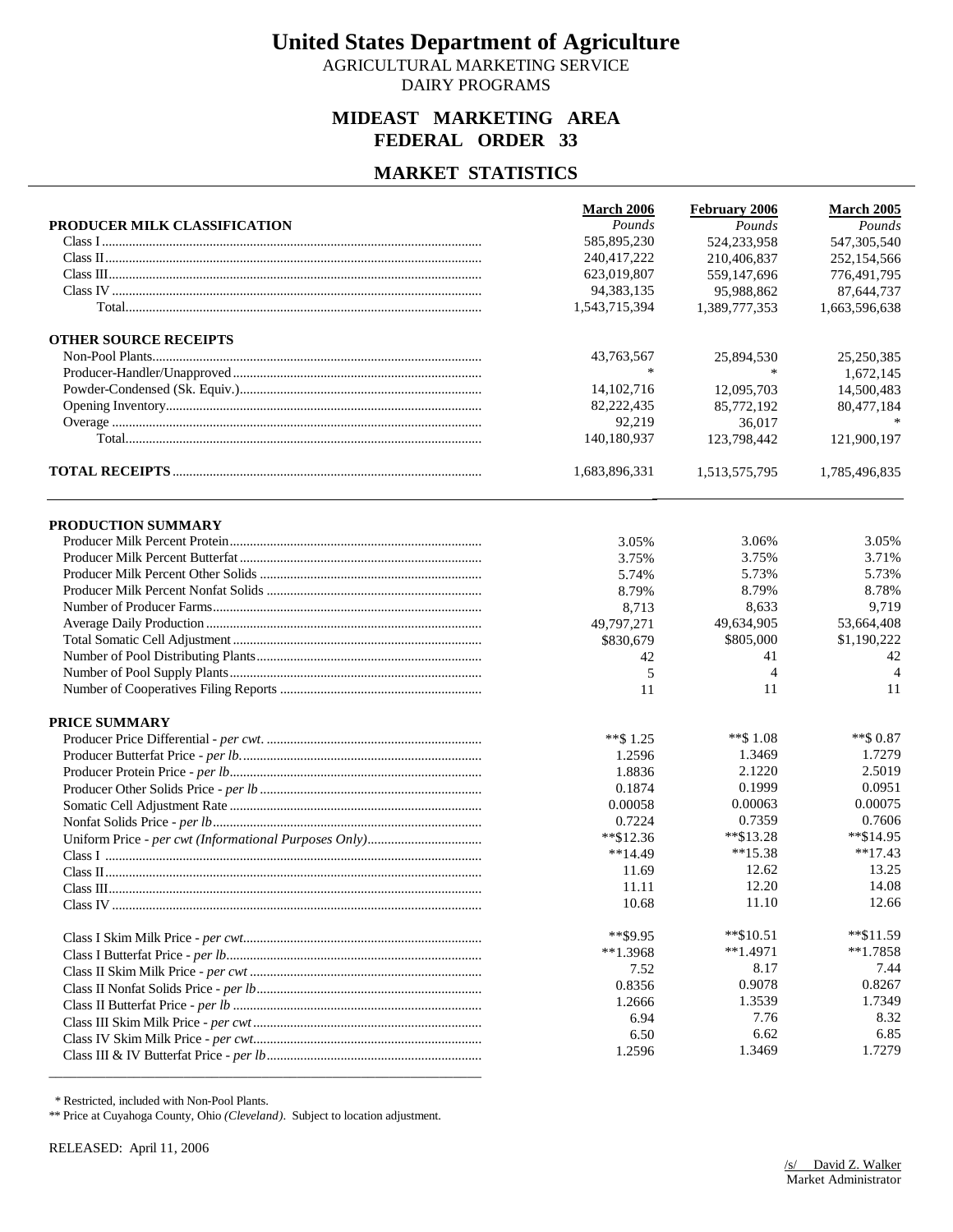# United States Department of Agriculture

AGRICULTURAL MARKETING SERVICE
DAIRY PROGRAMS

## MIDEAST MARKETING AREA
## FEDERAL ORDER 33

## MARKET STATISTICS

| | March 2006 | February 2006 | March 2005 |
|---|---|---|---|
| **PRODUCER MILK CLASSIFICATION** | *Pounds* | *Pounds* | *Pounds* |
| Class I | 585,895,230 | 524,233,958 | 547,305,540 |
| Class II | 240,417,222 | 210,406,837 | 252,154,566 |
| Class III | 623,019,807 | 559,147,696 | 776,491,795 |
| Class IV | 94,383,135 | 95,988,862 | 87,644,737 |
| Total | 1,543,715,394 | 1,389,777,353 | 1,663,596,638 |
| **OTHER SOURCE RECEIPTS** | | | |
| Non-Pool Plants | 43,763,567 | 25,894,530 | 25,250,385 |
| Producer-Handler/Unapproved | * | * | 1,672,145 |
| Powder-Condensed (Sk. Equiv.) | 14,102,716 | 12,095,703 | 14,500,483 |
| Opening Inventory | 82,222,435 | 85,772,192 | 80,477,184 |
| Overage | 92,219 | 36,017 | * |
| Total | 140,180,937 | 123,798,442 | 121,900,197 |
| **TOTAL RECEIPTS** | 1,683,896,331 | 1,513,575,795 | 1,785,496,835 |

| | March 2006 | February 2006 | March 2005 |
|---|---|---|---|
| **PRODUCTION SUMMARY** | | | |
| Producer Milk Percent Protein | 3.05% | 3.06% | 3.05% |
| Producer Milk Percent Butterfat | 3.75% | 3.75% | 3.71% |
| Producer Milk Percent Other Solids | 5.74% | 5.73% | 5.73% |
| Producer Milk Percent Nonfat Solids | 8.79% | 8.79% | 8.78% |
| Number of Producer Farms | 8,713 | 8,633 | 9,719 |
| Average Daily Production | 49,797,271 | 49,634,905 | 53,664,408 |
| Total Somatic Cell Adjustment | $830,679 | $805,000 | $1,190,222 |
| Number of Pool Distributing Plants | 42 | 41 | 42 |
| Number of Pool Supply Plants | 5 | 4 | 4 |
| Number of Cooperatives Filing Reports | 11 | 11 | 11 |
| **PRICE SUMMARY** | | | |
| Producer Price Differential - *per cwt.* | **$ 1.25 | **$ 1.08 | **$ 0.87 |
| Producer Butterfat Price - *per lb.* | 1.2596 | 1.3469 | 1.7279 |
| Producer Protein Price - *per lb* | 1.8836 | 2.1220 | 2.5019 |
| Producer Other Solids Price - *per lb* | 0.1874 | 0.1999 | 0.0951 |
| Somatic Cell Adjustment Rate | 0.00058 | 0.00063 | 0.00075 |
| Nonfat Solids Price - *per lb* | 0.7224 | 0.7359 | 0.7606 |
| Uniform Price - *per cwt (Informational Purposes Only)* | **$12.36 | **$13.28 | **$14.95 |
| Class I | **14.49 | **15.38 | **17.43 |
| Class II | 11.69 | 12.62 | 13.25 |
| Class III | 11.11 | 12.20 | 14.08 |
| Class IV | 10.68 | 11.10 | 12.66 |
| Class I Skim Milk Price - *per cwt* | **$9.95 | **$10.51 | **$11.59 |
| Class I Butterfat Price - *per lb* | **1.3968 | **1.4971 | **1.7858 |
| Class II Skim Milk Price - *per cwt* | 7.52 | 8.17 | 7.44 |
| Class II Nonfat Solids Price - *per lb* | 0.8356 | 0.9078 | 0.8267 |
| Class II Butterfat Price - *per lb* | 1.2666 | 1.3539 | 1.7349 |
| Class III Skim Milk Price - *per cwt* | 6.94 | 7.76 | 8.32 |
| Class IV Skim Milk Price - *per cwt* | 6.50 | 6.62 | 6.85 |
| Class III & IV Butterfat Price - *per lb* | 1.2596 | 1.3469 | 1.7279 |

\* Restricted, included with Non-Pool Plants.
** Price at Cuyahoga County, Ohio *(Cleveland)*. Subject to location adjustment.

RELEASED: April 11, 2006

/s/ David Z. Walker
Market Administrator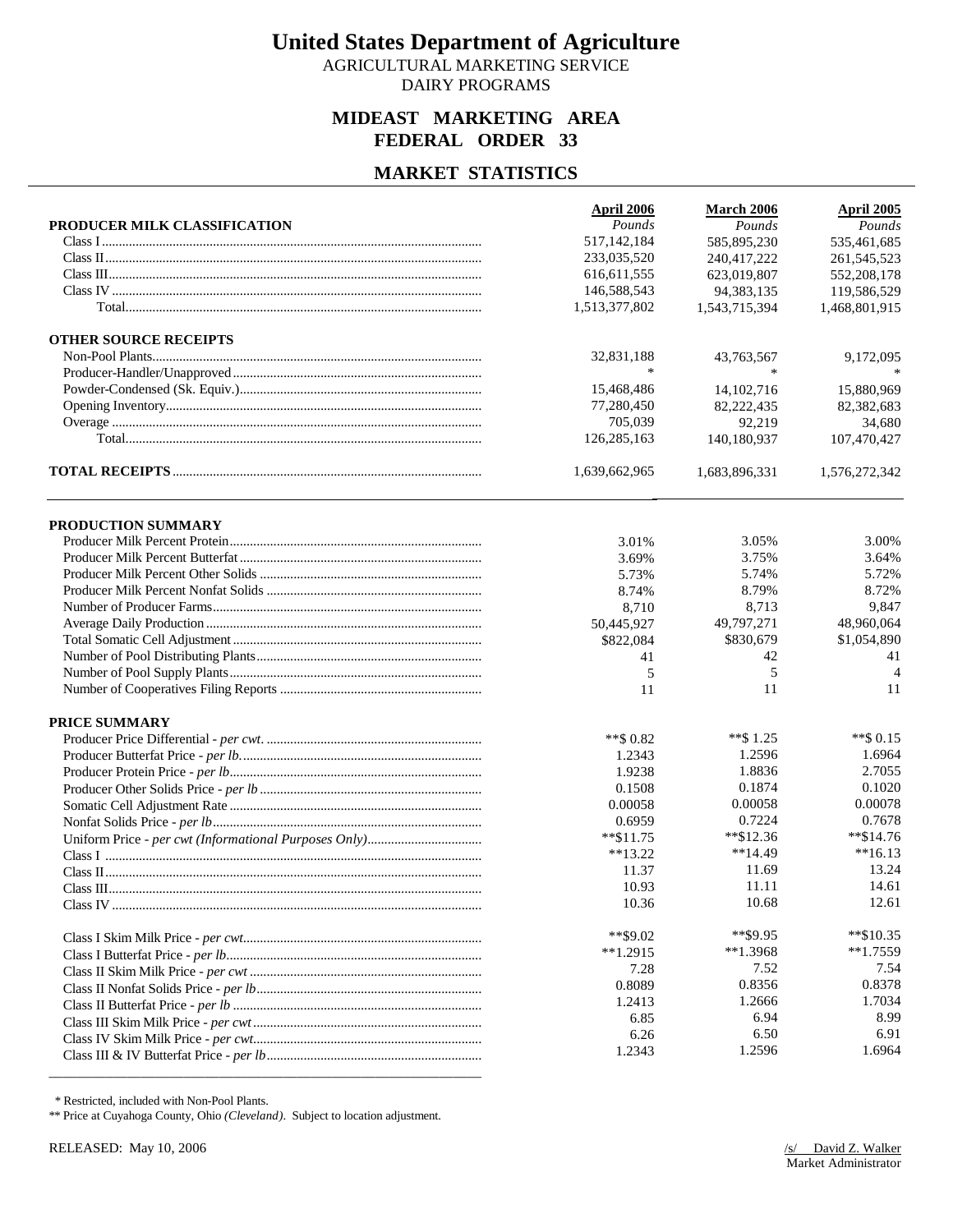# United States Department of Agriculture

AGRICULTURAL MARKETING SERVICE
DAIRY PROGRAMS

## MIDEAST MARKETING AREA
## FEDERAL ORDER 33

## MARKET STATISTICS

| PRODUCER MILK CLASSIFICATION | April 2006 | March 2006 | April 2005 |
|---|---|---|---|
| | *Pounds* | *Pounds* | *Pounds* |
| Class I | 517,142,184 | 585,895,230 | 535,461,685 |
| Class II | 233,035,520 | 240,417,222 | 261,545,523 |
| Class III | 616,611,555 | 623,019,807 | 552,208,178 |
| Class IV | 146,588,543 | 94,383,135 | 119,586,529 |
| Total | 1,513,377,802 | 1,543,715,394 | 1,468,801,915 |
| **OTHER SOURCE RECEIPTS** | | | |
| Non-Pool Plants | 32,831,188 | 43,763,567 | 9,172,095 |
| Producer-Handler/Unapproved | * | * | * |
| Powder-Condensed (Sk. Equiv.) | 15,468,486 | 14,102,716 | 15,880,969 |
| Opening Inventory | 77,280,450 | 82,222,435 | 82,382,683 |
| Overage | 705,039 | 92,219 | 34,680 |
| Total | 126,285,163 | 140,180,937 | 107,470,427 |
| **TOTAL RECEIPTS** | 1,639,662,965 | 1,683,896,331 | 1,576,272,342 |

| PRODUCTION SUMMARY | April 2006 | March 2006 | April 2005 |
|---|---|---|---|
| Producer Milk Percent Protein | 3.01% | 3.05% | 3.00% |
| Producer Milk Percent Butterfat | 3.69% | 3.75% | 3.64% |
| Producer Milk Percent Other Solids | 5.73% | 5.74% | 5.72% |
| Producer Milk Percent Nonfat Solids | 8.74% | 8.79% | 8.72% |
| Number of Producer Farms | 8,710 | 8,713 | 9,847 |
| Average Daily Production | 50,445,927 | 49,797,271 | 48,960,064 |
| Total Somatic Cell Adjustment | $822,084 | $830,679 | $1,054,890 |
| Number of Pool Distributing Plants | 41 | 42 | 41 |
| Number of Pool Supply Plants | 5 | 5 | 4 |
| Number of Cooperatives Filing Reports | 11 | 11 | 11 |
| **PRICE SUMMARY** | | | |
| Producer Price Differential - *per cwt.* | **$ 0.82 | **$ 1.25 | **$ 0.15 |
| Producer Butterfat Price - *per lb.* | 1.2343 | 1.2596 | 1.6964 |
| Producer Protein Price - *per lb* | 1.9238 | 1.8836 | 2.7055 |
| Producer Other Solids Price - *per lb* | 0.1508 | 0.1874 | 0.1020 |
| Somatic Cell Adjustment Rate | 0.00058 | 0.00058 | 0.00078 |
| Nonfat Solids Price - *per lb* | 0.6959 | 0.7224 | 0.7678 |
| Uniform Price - *per cwt (Informational Purposes Only)* | **$11.75 | **$12.36 | **$14.76 |
| Class I | **13.22 | **14.49 | **16.13 |
| Class II | 11.37 | 11.69 | 13.24 |
| Class III | 10.93 | 11.11 | 14.61 |
| Class IV | 10.36 | 10.68 | 12.61 |
| Class I Skim Milk Price - *per cwt* | **$9.02 | **$9.95 | **$10.35 |
| Class I Butterfat Price - *per lb* | **1.2915 | **1.3968 | **1.7559 |
| Class II Skim Milk Price - *per cwt* | 7.28 | 7.52 | 7.54 |
| Class II Nonfat Solids Price - *per lb* | 0.8089 | 0.8356 | 0.8378 |
| Class II Butterfat Price - *per lb* | 1.2413 | 1.2666 | 1.7034 |
| Class III Skim Milk Price - *per cwt* | 6.85 | 6.94 | 8.99 |
| Class IV Skim Milk Price - *per cwt* | 6.26 | 6.50 | 6.91 |
| Class III & IV Butterfat Price - *per lb* | 1.2343 | 1.2596 | 1.6964 |

\* Restricted, included with Non-Pool Plants.

** Price at Cuyahoga County, Ohio *(Cleveland)*. Subject to location adjustment.

RELEASED: May 10, 2006

/s/ David Z. Walker
Market Administrator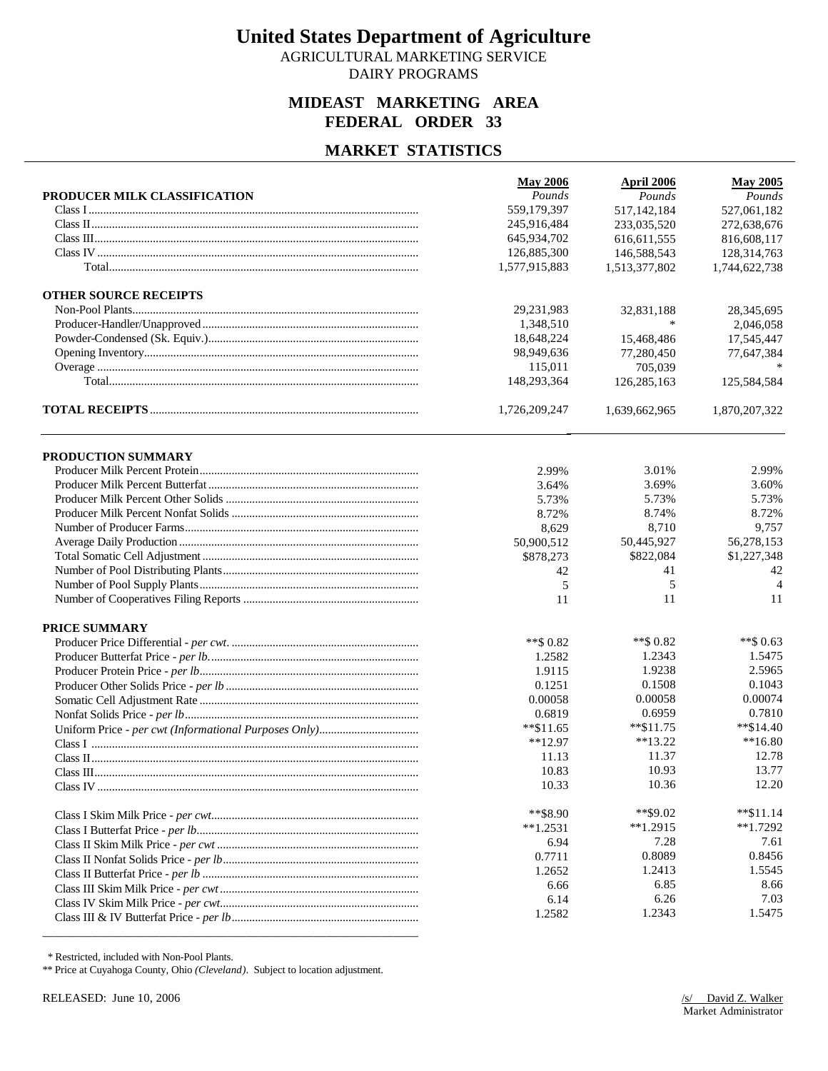# United States Department of Agriculture

AGRICULTURAL MARKETING SERVICE
DAIRY PROGRAMS

## MIDEAST MARKETING AREA
## FEDERAL ORDER 33

## MARKET STATISTICS

| PRODUCER MILK CLASSIFICATION | May 2006 Pounds | April 2006 Pounds | May 2005 Pounds |
|---|---|---|---|
| Class I | 559,179,397 | 517,142,184 | 527,061,182 |
| Class II | 245,916,484 | 233,035,520 | 272,638,676 |
| Class III | 645,934,702 | 616,611,555 | 816,608,117 |
| Class IV | 126,885,300 | 146,588,543 | 128,314,763 |
| Total | 1,577,915,883 | 1,513,377,802 | 1,744,622,738 |
| **OTHER SOURCE RECEIPTS** | | | |
| Non-Pool Plants | 29,231,983 | 32,831,188 | 28,345,695 |
| Producer-Handler/Unapproved | 1,348,510 | * | 2,046,058 |
| Powder-Condensed (Sk. Equiv.) | 18,648,224 | 15,468,486 | 17,545,447 |
| Opening Inventory | 98,949,636 | 77,280,450 | 77,647,384 |
| Overage | 115,011 | 705,039 | * |
| Total | 148,293,364 | 126,285,163 | 125,584,584 |
| **TOTAL RECEIPTS** | 1,726,209,247 | 1,639,662,965 | 1,870,207,322 |

| PRODUCTION SUMMARY | May 2006 | April 2006 | May 2005 |
|---|---|---|---|
| Producer Milk Percent Protein | 2.99% | 3.01% | 2.99% |
| Producer Milk Percent Butterfat | 3.64% | 3.69% | 3.60% |
| Producer Milk Percent Other Solids | 5.73% | 5.73% | 5.73% |
| Producer Milk Percent Nonfat Solids | 8.72% | 8.74% | 8.72% |
| Number of Producer Farms | 8,629 | 8,710 | 9,757 |
| Average Daily Production | 50,900,512 | 50,445,927 | 56,278,153 |
| Total Somatic Cell Adjustment | $878,273 | $822,084 | $1,227,348 |
| Number of Pool Distributing Plants | 42 | 41 | 42 |
| Number of Pool Supply Plants | 5 | 5 | 4 |
| Number of Cooperatives Filing Reports | 11 | 11 | 11 |
| **PRICE SUMMARY** | | | |
| Producer Price Differential - *per cwt.* | **$ 0.82 | **$ 0.82 | **$ 0.63 |
| Producer Butterfat Price - *per lb.* | 1.2582 | 1.2343 | 1.5475 |
| Producer Protein Price - *per lb* | 1.9115 | 1.9238 | 2.5965 |
| Producer Other Solids Price - *per lb* | 0.1251 | 0.1508 | 0.1043 |
| Somatic Cell Adjustment Rate | 0.00058 | 0.00058 | 0.00074 |
| Nonfat Solids Price - *per lb* | 0.6819 | 0.6959 | 0.7810 |
| Uniform Price - *per cwt (Informational Purposes Only)* | **$11.65 | **$11.75 | **$14.40 |
| Class I | **12.97 | **13.22 | **16.80 |
| Class II | 11.13 | 11.37 | 12.78 |
| Class III | 10.83 | 10.93 | 13.77 |
| Class IV | 10.33 | 10.36 | 12.20 |
| Class I Skim Milk Price - *per cwt* | **$8.90 | **$9.02 | **$11.14 |
| Class I Butterfat Price - *per lb* | **1.2531 | **1.2915 | **1.7292 |
| Class II Skim Milk Price - *per cwt* | 6.94 | 7.28 | 7.61 |
| Class II Nonfat Solids Price - *per lb* | 0.7711 | 0.8089 | 0.8456 |
| Class II Butterfat Price - *per lb* | 1.2652 | 1.2413 | 1.5545 |
| Class III Skim Milk Price - *per cwt* | 6.66 | 6.85 | 8.66 |
| Class IV Skim Milk Price - *per cwt* | 6.14 | 6.26 | 7.03 |
| Class III & IV Butterfat Price - *per lb* | 1.2582 | 1.2343 | 1.5475 |

\* Restricted, included with Non-Pool Plants.
** Price at Cuyahoga County, Ohio *(Cleveland)*. Subject to location adjustment.

RELEASED: June 10, 2006

/s/ David Z. Walker
Market Administrator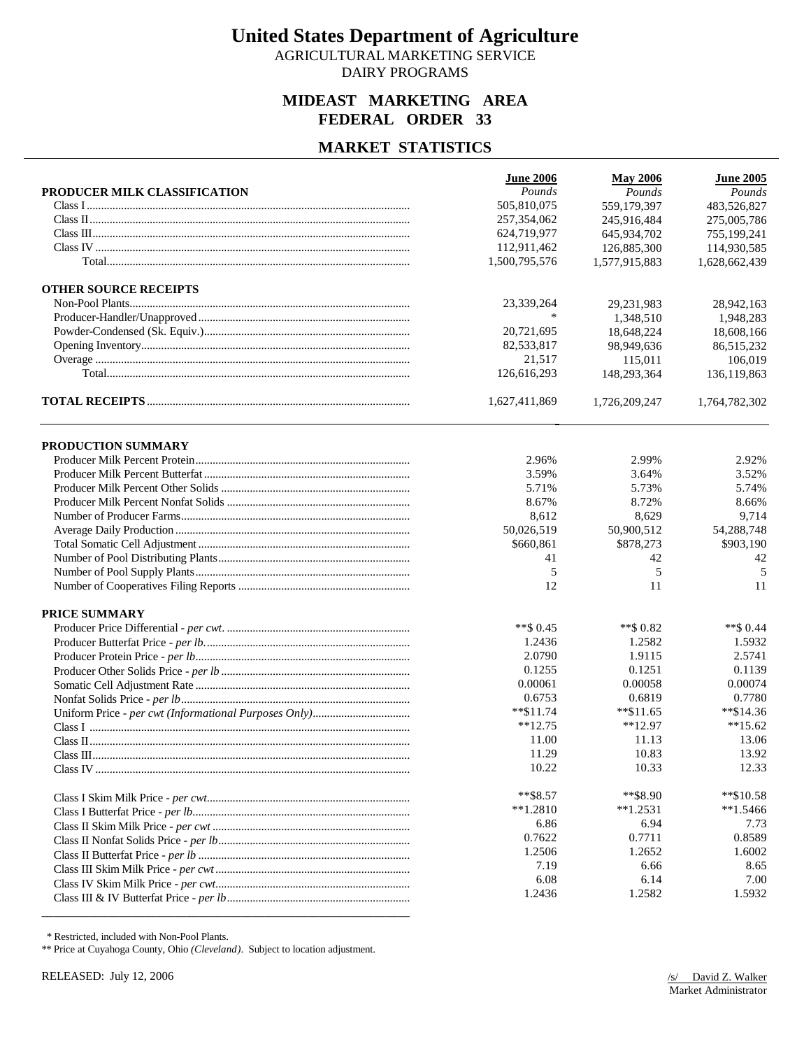# United States Department of Agriculture

AGRICULTURAL MARKETING SERVICE
DAIRY PROGRAMS

## MIDEAST MARKETING AREA
## FEDERAL ORDER 33

## MARKET STATISTICS

| | June 2006 | May 2006 | June 2005 |
|---|---|---|---|
| **PRODUCER MILK CLASSIFICATION** | *Pounds* | *Pounds* | *Pounds* |
| Class I | 505,810,075 | 559,179,397 | 483,526,827 |
| Class II | 257,354,062 | 245,916,484 | 275,005,786 |
| Class III | 624,719,977 | 645,934,702 | 755,199,241 |
| Class IV | 112,911,462 | 126,885,300 | 114,930,585 |
| Total | 1,500,795,576 | 1,577,915,883 | 1,628,662,439 |
| **OTHER SOURCE RECEIPTS** | | | |
| Non-Pool Plants | 23,339,264 | 29,231,983 | 28,942,163 |
| Producer-Handler/Unapproved | * | 1,348,510 | 1,948,283 |
| Powder-Condensed (Sk. Equiv.) | 20,721,695 | 18,648,224 | 18,608,166 |
| Opening Inventory | 82,533,817 | 98,949,636 | 86,515,232 |
| Overage | 21,517 | 115,011 | 106,019 |
| Total | 126,616,293 | 148,293,364 | 136,119,863 |
| **TOTAL RECEIPTS** | 1,627,411,869 | 1,726,209,247 | 1,764,782,302 |

| | June 2006 | May 2006 | June 2005 |
|---|---|---|---|
| **PRODUCTION SUMMARY** | | | |
| Producer Milk Percent Protein | 2.96% | 2.99% | 2.92% |
| Producer Milk Percent Butterfat | 3.59% | 3.64% | 3.52% |
| Producer Milk Percent Other Solids | 5.71% | 5.73% | 5.74% |
| Producer Milk Percent Nonfat Solids | 8.67% | 8.72% | 8.66% |
| Number of Producer Farms | 8,612 | 8,629 | 9,714 |
| Average Daily Production | 50,026,519 | 50,900,512 | 54,288,748 |
| Total Somatic Cell Adjustment | $660,861 | $878,273 | $903,190 |
| Number of Pool Distributing Plants | 41 | 42 | 42 |
| Number of Pool Supply Plants | 5 | 5 | 5 |
| Number of Cooperatives Filing Reports | 12 | 11 | 11 |
| **PRICE SUMMARY** | | | |
| Producer Price Differential - *per cwt.* | **$ 0.45 | **$ 0.82 | **$ 0.44 |
| Producer Butterfat Price - *per lb.* | 1.2436 | 1.2582 | 1.5932 |
| Producer Protein Price - *per lb* | 2.0790 | 1.9115 | 2.5741 |
| Producer Other Solids Price - *per lb* | 0.1255 | 0.1251 | 0.1139 |
| Somatic Cell Adjustment Rate | 0.00061 | 0.00058 | 0.00074 |
| Nonfat Solids Price - *per lb* | 0.6753 | 0.6819 | 0.7780 |
| Uniform Price - *per cwt (Informational Purposes Only)* | **$11.74 | **$11.65 | **$14.36 |
| Class I | **12.75 | **12.97 | **15.62 |
| Class II | 11.00 | 11.13 | 13.06 |
| Class III | 11.29 | 10.83 | 13.92 |
| Class IV | 10.22 | 10.33 | 12.33 |
| Class I Skim Milk Price - *per cwt* | **$8.57 | **$8.90 | **$10.58 |
| Class I Butterfat Price - *per lb* | **1.2810 | **1.2531 | **1.5466 |
| Class II Skim Milk Price - *per cwt* | 6.86 | 6.94 | 7.73 |
| Class II Nonfat Solids Price - *per lb* | 0.7622 | 0.7711 | 0.8589 |
| Class II Butterfat Price - *per lb* | 1.2506 | 1.2652 | 1.6002 |
| Class III Skim Milk Price - *per cwt* | 7.19 | 6.66 | 8.65 |
| Class IV Skim Milk Price - *per cwt* | 6.08 | 6.14 | 7.00 |
| Class III & IV Butterfat Price - *per lb* | 1.2436 | 1.2582 | 1.5932 |

\* Restricted, included with Non-Pool Plants.
** Price at Cuyahoga County, Ohio *(Cleveland)*. Subject to location adjustment.

RELEASED: July 12, 2006

/s/ David Z. Walker
Market Administrator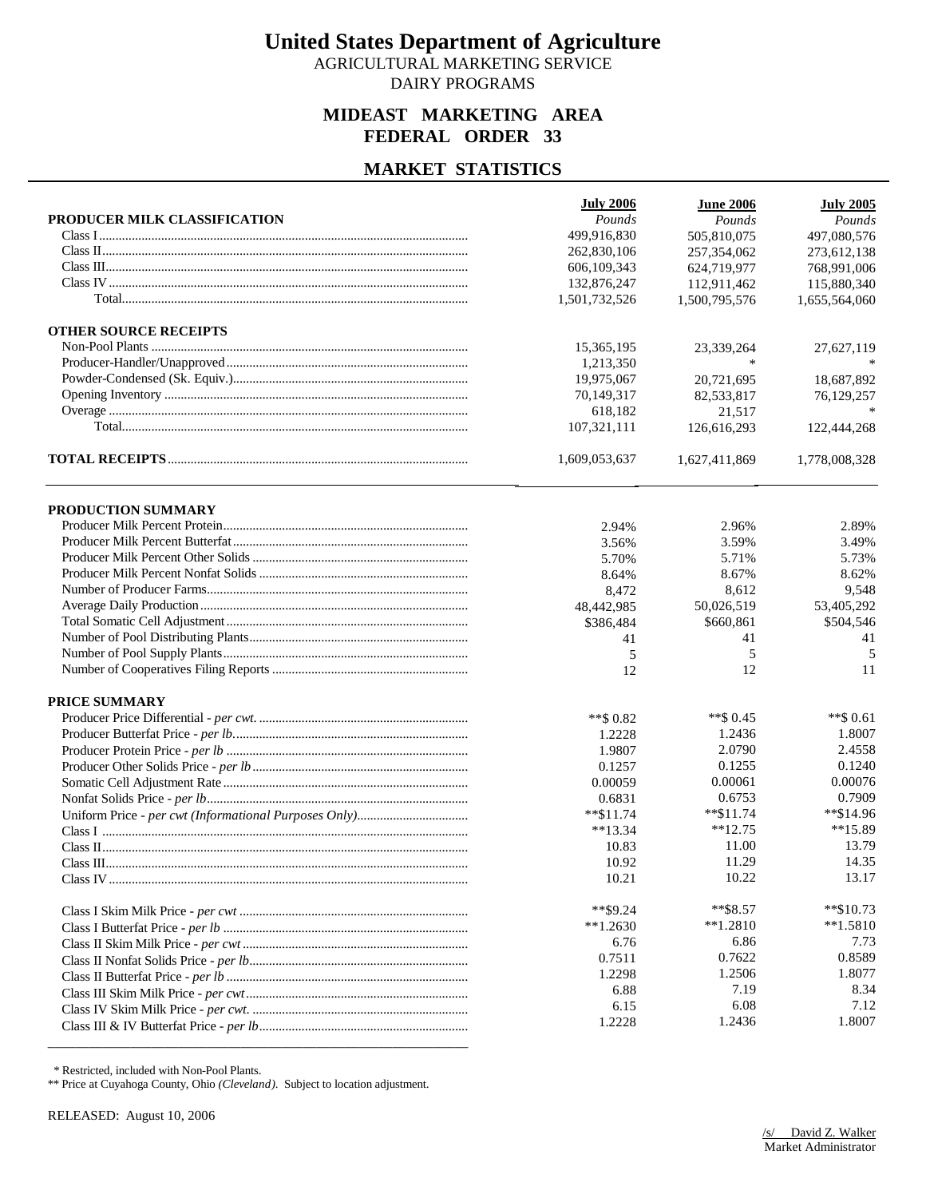# United States Department of Agriculture

AGRICULTURAL MARKETING SERVICE

DAIRY PROGRAMS

## MIDEAST MARKETING AREA
## FEDERAL ORDER 33

## MARKET STATISTICS

| PRODUCER MILK CLASSIFICATION | July 2006 *Pounds* | June 2006 *Pounds* | July 2005 *Pounds* |
|---|---|---|---|
| Class I | 499,916,830 | 505,810,075 | 497,080,576 |
| Class II | 262,830,106 | 257,354,062 | 273,612,138 |
| Class III | 606,109,343 | 624,719,977 | 768,991,006 |
| Class IV | 132,876,247 | 112,911,462 | 115,880,340 |
| Total | 1,501,732,526 | 1,500,795,576 | 1,655,564,060 |
| **OTHER SOURCE RECEIPTS** | | | |
| Non-Pool Plants | 15,365,195 | 23,339,264 | 27,627,119 |
| Producer-Handler/Unapproved | 1,213,350 | * | * |
| Powder-Condensed (Sk. Equiv.) | 19,975,067 | 20,721,695 | 18,687,892 |
| Opening Inventory | 70,149,317 | 82,533,817 | 76,129,257 |
| Overage | 618,182 | 21,517 | * |
| Total | 107,321,111 | 126,616,293 | 122,444,268 |
| **TOTAL RECEIPTS** | 1,609,053,637 | 1,627,411,869 | 1,778,008,328 |

| PRODUCTION SUMMARY | July 2006 | June 2006 | July 2005 |
|---|---|---|---|
| Producer Milk Percent Protein | 2.94% | 2.96% | 2.89% |
| Producer Milk Percent Butterfat | 3.56% | 3.59% | 3.49% |
| Producer Milk Percent Other Solids | 5.70% | 5.71% | 5.73% |
| Producer Milk Percent Nonfat Solids | 8.64% | 8.67% | 8.62% |
| Number of Producer Farms | 8,472 | 8,612 | 9,548 |
| Average Daily Production | 48,442,985 | 50,026,519 | 53,405,292 |
| Total Somatic Cell Adjustment | $386,484 | $660,861 | $504,546 |
| Number of Pool Distributing Plants | 41 | 41 | 41 |
| Number of Pool Supply Plants | 5 | 5 | 5 |
| Number of Cooperatives Filing Reports | 12 | 12 | 11 |
| **PRICE SUMMARY** | | | |
| Producer Price Differential - *per cwt.* | **$ 0.82 | **$ 0.45 | **$ 0.61 |
| Producer Butterfat Price - *per lb* | 1.2228 | 1.2436 | 1.8007 |
| Producer Protein Price - *per lb* | 1.9807 | 2.0790 | 2.4558 |
| Producer Other Solids Price - *per lb* | 0.1257 | 0.1255 | 0.1240 |
| Somatic Cell Adjustment Rate | 0.00059 | 0.00061 | 0.00076 |
| Nonfat Solids Price - *per lb* | 0.6831 | 0.6753 | 0.7909 |
| Uniform Price - *per cwt (Informational Purposes Only)* | **$11.74 | **$11.74 | **$14.96 |
| Class I | **13.34 | **12.75 | **15.89 |
| Class II | 10.83 | 11.00 | 13.79 |
| Class III | 10.92 | 11.29 | 14.35 |
| Class IV | 10.21 | 10.22 | 13.17 |
| Class I Skim Milk Price - *per cwt* | **$9.24 | **$8.57 | **$10.73 |
| Class I Butterfat Price - *per lb* | **1.2630 | **1.2810 | **1.5810 |
| Class II Skim Milk Price - *per cwt* | 6.76 | 6.86 | 7.73 |
| Class II Nonfat Solids Price - *per lb* | 0.7511 | 0.7622 | 0.8589 |
| Class II Butterfat Price - *per lb* | 1.2298 | 1.2506 | 1.8077 |
| Class III Skim Milk Price - *per cwt* | 6.88 | 7.19 | 8.34 |
| Class IV Skim Milk Price - *per cwt.* | 6.15 | 6.08 | 7.12 |
| Class III & IV Butterfat Price - *per lb* | 1.2228 | 1.2436 | 1.8007 |

\* Restricted, included with Non-Pool Plants.

** Price at Cuyahoga County, Ohio *(Cleveland)*. Subject to location adjustment.

RELEASED: August 10, 2006

/s/ David Z. Walker
Market Administrator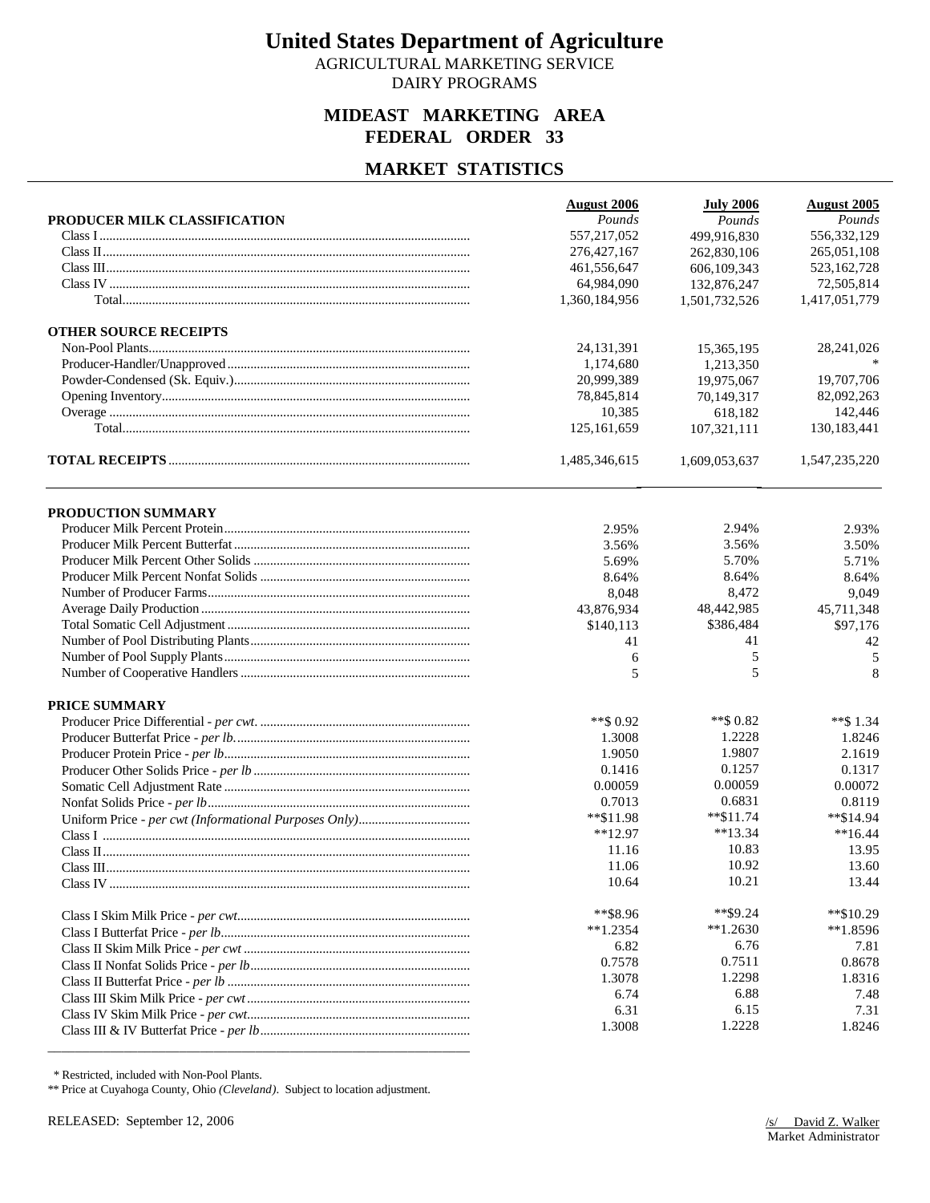# United States Department of Agriculture

AGRICULTURAL MARKETING SERVICE
DAIRY PROGRAMS

## MIDEAST MARKETING AREA
## FEDERAL ORDER 33

## MARKET STATISTICS

| | August 2006 | July 2006 | August 2005 |
|---|---|---|---|
| **PRODUCER MILK CLASSIFICATION** | *Pounds* | *Pounds* | *Pounds* |
| Class I | 557,217,052 | 499,916,830 | 556,332,129 |
| Class II | 276,427,167 | 262,830,106 | 265,051,108 |
| Class III | 461,556,647 | 606,109,343 | 523,162,728 |
| Class IV | 64,984,090 | 132,876,247 | 72,505,814 |
| Total | 1,360,184,956 | 1,501,732,526 | 1,417,051,779 |
| **OTHER SOURCE RECEIPTS** | | | |
| Non-Pool Plants | 24,131,391 | 15,365,195 | 28,241,026 |
| Producer-Handler/Unapproved | 1,174,680 | 1,213,350 | * |
| Powder-Condensed (Sk. Equiv.) | 20,999,389 | 19,975,067 | 19,707,706 |
| Opening Inventory | 78,845,814 | 70,149,317 | 82,092,263 |
| Overage | 10,385 | 618,182 | 142,446 |
| Total | 125,161,659 | 107,321,111 | 130,183,441 |
| **TOTAL RECEIPTS** | 1,485,346,615 | 1,609,053,637 | 1,547,235,220 |

| | August 2006 | July 2006 | August 2005 |
|---|---|---|---|
| **PRODUCTION SUMMARY** | | | |
| Producer Milk Percent Protein | 2.95% | 2.94% | 2.93% |
| Producer Milk Percent Butterfat | 3.56% | 3.56% | 3.50% |
| Producer Milk Percent Other Solids | 5.69% | 5.70% | 5.71% |
| Producer Milk Percent Nonfat Solids | 8.64% | 8.64% | 8.64% |
| Number of Producer Farms | 8,048 | 8,472 | 9,049 |
| Average Daily Production | 43,876,934 | 48,442,985 | 45,711,348 |
| Total Somatic Cell Adjustment | $140,113 | $386,484 | $97,176 |
| Number of Pool Distributing Plants | 41 | 41 | 42 |
| Number of Pool Supply Plants | 6 | 5 | 5 |
| Number of Cooperative Handlers | 5 | 5 | 8 |
| **PRICE SUMMARY** | | | |
| Producer Price Differential - *per cwt.* | **$ 0.92 | **$ 0.82 | **$ 1.34 |
| Producer Butterfat Price - *per lb.* | 1.3008 | 1.2228 | 1.8246 |
| Producer Protein Price - *per lb* | 1.9050 | 1.9807 | 2.1619 |
| Producer Other Solids Price - *per lb* | 0.1416 | 0.1257 | 0.1317 |
| Somatic Cell Adjustment Rate | 0.00059 | 0.00059 | 0.00072 |
| Nonfat Solids Price - *per lb* | 0.7013 | 0.6831 | 0.8119 |
| Uniform Price - *per cwt (Informational Purposes Only)* | **$11.98 | **$11.74 | **$14.94 |
| Class I | **12.97 | **13.34 | **16.44 |
| Class II | 11.16 | 10.83 | 13.95 |
| Class III | 11.06 | 10.92 | 13.60 |
| Class IV | 10.64 | 10.21 | 13.44 |
| Class I Skim Milk Price - *per cwt* | **$8.96 | **$9.24 | **$10.29 |
| Class I Butterfat Price - *per lb* | **1.2354 | **1.2630 | **1.8596 |
| Class II Skim Milk Price - *per cwt* | 6.82 | 6.76 | 7.81 |
| Class II Nonfat Solids Price - *per lb* | 0.7578 | 0.7511 | 0.8678 |
| Class II Butterfat Price - *per lb* | 1.3078 | 1.2298 | 1.8316 |
| Class III Skim Milk Price - *per cwt* | 6.74 | 6.88 | 7.48 |
| Class IV Skim Milk Price - *per cwt* | 6.31 | 6.15 | 7.31 |
| Class III & IV Butterfat Price - *per lb* | 1.3008 | 1.2228 | 1.8246 |

\* Restricted, included with Non-Pool Plants.

** Price at Cuyahoga County, Ohio *(Cleveland)*. Subject to location adjustment.

RELEASED: September 12, 2006

/s/ David Z. Walker
Market Administrator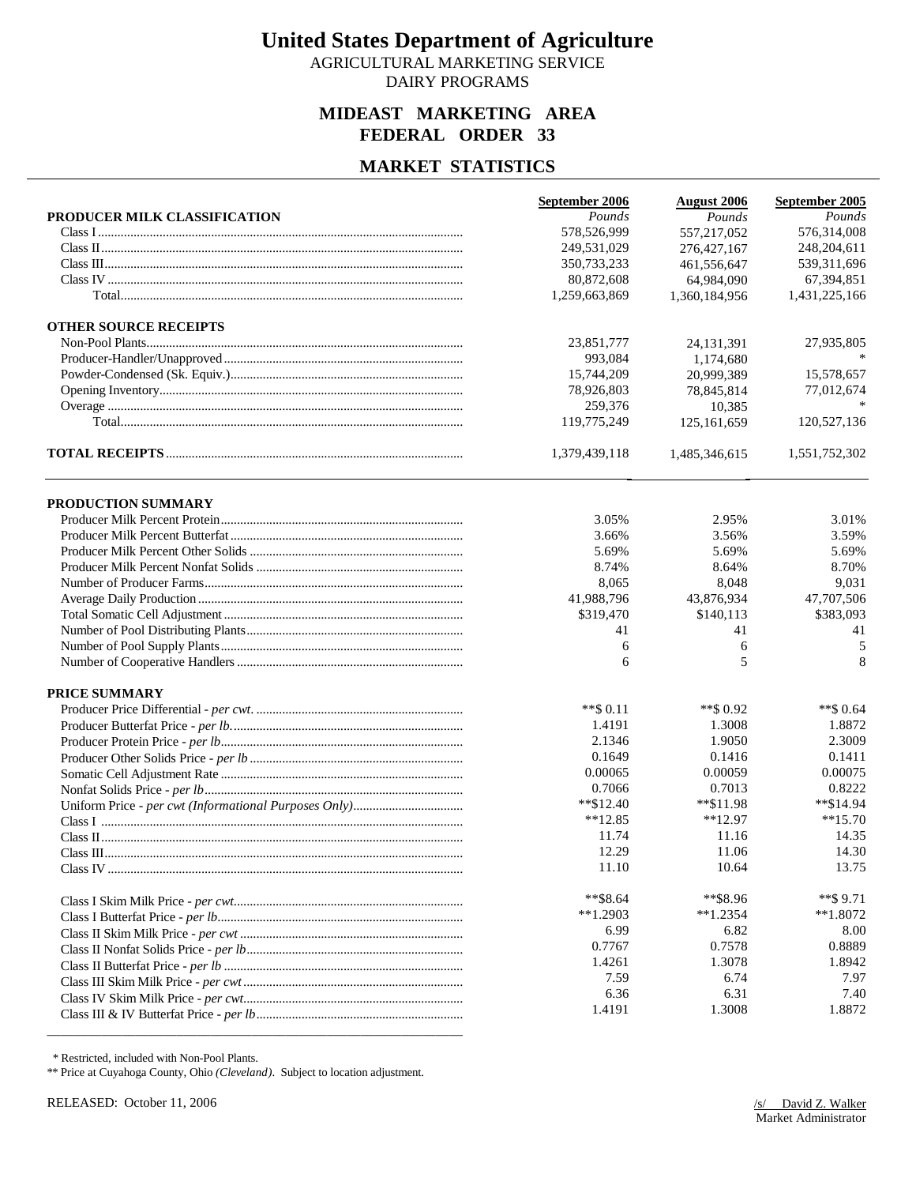# United States Department of Agriculture

AGRICULTURAL MARKETING SERVICE
DAIRY PROGRAMS

## MIDEAST MARKETING AREA
## FEDERAL ORDER 33

## MARKET STATISTICS

| | September 2006 | August 2006 | September 2005 |
|---|---|---|---|
| **PRODUCER MILK CLASSIFICATION** | *Pounds* | *Pounds* | *Pounds* |
| Class I | 578,526,999 | 557,217,052 | 576,314,008 |
| Class II | 249,531,029 | 276,427,167 | 248,204,611 |
| Class III | 350,733,233 | 461,556,647 | 539,311,696 |
| Class IV | 80,872,608 | 64,984,090 | 67,394,851 |
| Total | 1,259,663,869 | 1,360,184,956 | 1,431,225,166 |
| **OTHER SOURCE RECEIPTS** | | | |
| Non-Pool Plants | 23,851,777 | 24,131,391 | 27,935,805 |
| Producer-Handler/Unapproved | 993,084 | 1,174,680 | * |
| Powder-Condensed (Sk. Equiv.) | 15,744,209 | 20,999,389 | 15,578,657 |
| Opening Inventory | 78,926,803 | 78,845,814 | 77,012,674 |
| Overage | 259,376 | 10,385 | * |
| Total | 119,775,249 | 125,161,659 | 120,527,136 |
| **TOTAL RECEIPTS** | 1,379,439,118 | 1,485,346,615 | 1,551,752,302 |
| **PRODUCTION SUMMARY** | | | |
| Producer Milk Percent Protein | 3.05% | 2.95% | 3.01% |
| Producer Milk Percent Butterfat | 3.66% | 3.56% | 3.59% |
| Producer Milk Percent Other Solids | 5.69% | 5.69% | 5.69% |
| Producer Milk Percent Nonfat Solids | 8.74% | 8.64% | 8.70% |
| Number of Producer Farms | 8,065 | 8,048 | 9,031 |
| Average Daily Production | 41,988,796 | 43,876,934 | 47,707,506 |
| Total Somatic Cell Adjustment | $319,470 | $140,113 | $383,093 |
| Number of Pool Distributing Plants | 41 | 41 | 41 |
| Number of Pool Supply Plants | 6 | 6 | 5 |
| Number of Cooperative Handlers | 6 | 5 | 8 |
| **PRICE SUMMARY** | | | |
| Producer Price Differential - *per cwt.* | **$ 0.11 | **$ 0.92 | **$ 0.64 |
| Producer Butterfat Price - *per lb.* | 1.4191 | 1.3008 | 1.8872 |
| Producer Protein Price - *per lb* | 2.1346 | 1.9050 | 2.3009 |
| Producer Other Solids Price - *per lb* | 0.1649 | 0.1416 | 0.1411 |
| Somatic Cell Adjustment Rate | 0.00065 | 0.00059 | 0.00075 |
| Nonfat Solids Price - *per lb* | 0.7066 | 0.7013 | 0.8222 |
| Uniform Price - *per cwt (Informational Purposes Only)* | **$12.40 | **$11.98 | **$14.94 |
| Class I | **12.85 | **12.97 | **15.70 |
| Class II | 11.74 | 11.16 | 14.35 |
| Class III | 12.29 | 11.06 | 14.30 |
| Class IV | 11.10 | 10.64 | 13.75 |
| Class I Skim Milk Price - *per cwt* | **$8.64 | **$8.96 | **$ 9.71 |
| Class I Butterfat Price - *per lb* | **1.2903 | **1.2354 | **1.8072 |
| Class II Skim Milk Price - *per cwt* | 6.99 | 6.82 | 8.00 |
| Class II Nonfat Solids Price - *per lb* | 0.7767 | 0.7578 | 0.8889 |
| Class II Butterfat Price - *per lb* | 1.4261 | 1.3078 | 1.8942 |
| Class III Skim Milk Price - *per cwt* | 7.59 | 6.74 | 7.97 |
| Class IV Skim Milk Price - *per cwt* | 6.36 | 6.31 | 7.40 |
| Class III & IV Butterfat Price - *per lb* | 1.4191 | 1.3008 | 1.8872 |

\* Restricted, included with Non-Pool Plants.
** Price at Cuyahoga County, Ohio *(Cleveland)*. Subject to location adjustment.

RELEASED: October 11, 2006

/s/ David Z. Walker
Market Administrator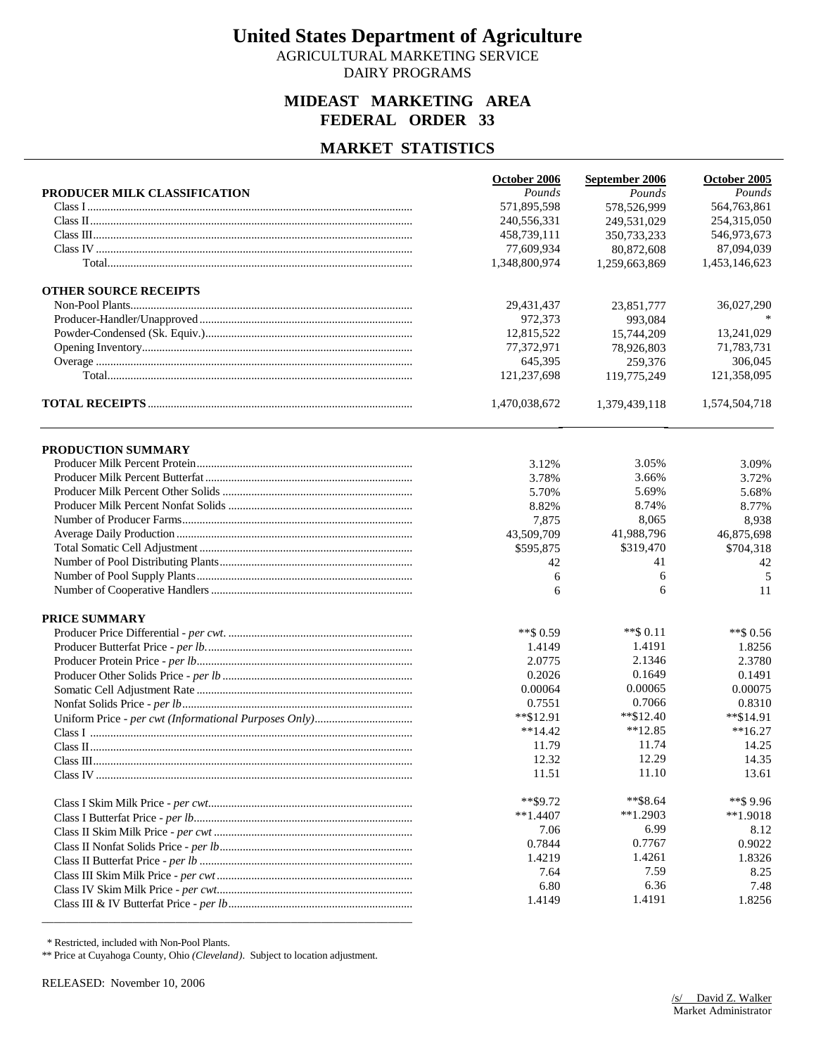# United States Department of Agriculture

AGRICULTURAL MARKETING SERVICE
DAIRY PROGRAMS

## MIDEAST MARKETING AREA
## FEDERAL ORDER 33

## MARKET STATISTICS

| | October 2006 | September 2006 | October 2005 |
|---|---|---|---|
| **PRODUCER MILK CLASSIFICATION** | *Pounds* | *Pounds* | *Pounds* |
| Class I | 571,895,598 | 578,526,999 | 564,763,861 |
| Class II | 240,556,331 | 249,531,029 | 254,315,050 |
| Class III | 458,739,111 | 350,733,233 | 546,973,673 |
| Class IV | 77,609,934 | 80,872,608 | 87,094,039 |
| Total | 1,348,800,974 | 1,259,663,869 | 1,453,146,623 |
| **OTHER SOURCE RECEIPTS** | | | |
| Non-Pool Plants | 29,431,437 | 23,851,777 | 36,027,290 |
| Producer-Handler/Unapproved | 972,373 | 993,084 | * |
| Powder-Condensed (Sk. Equiv.) | 12,815,522 | 15,744,209 | 13,241,029 |
| Opening Inventory | 77,372,971 | 78,926,803 | 71,783,731 |
| Overage | 645,395 | 259,376 | 306,045 |
| Total | 121,237,698 | 119,775,249 | 121,358,095 |
| **TOTAL RECEIPTS** | 1,470,038,672 | 1,379,439,118 | 1,574,504,718 |

| | October 2006 | September 2006 | October 2005 |
|---|---|---|---|
| **PRODUCTION SUMMARY** | | | |
| Producer Milk Percent Protein | 3.12% | 3.05% | 3.09% |
| Producer Milk Percent Butterfat | 3.78% | 3.66% | 3.72% |
| Producer Milk Percent Other Solids | 5.70% | 5.69% | 5.68% |
| Producer Milk Percent Nonfat Solids | 8.82% | 8.74% | 8.77% |
| Number of Producer Farms | 7,875 | 8,065 | 8,938 |
| Average Daily Production | 43,509,709 | 41,988,796 | 46,875,698 |
| Total Somatic Cell Adjustment | $595,875 | $319,470 | $704,318 |
| Number of Pool Distributing Plants | 42 | 41 | 42 |
| Number of Pool Supply Plants | 6 | 6 | 5 |
| Number of Cooperative Handlers | 6 | 6 | 11 |
| **PRICE SUMMARY** | | | |
| Producer Price Differential - *per cwt.* | **$ 0.59 | **$ 0.11 | **$ 0.56 |
| Producer Butterfat Price - *per lb.* | 1.4149 | 1.4191 | 1.8256 |
| Producer Protein Price - *per lb* | 2.0775 | 2.1346 | 2.3780 |
| Producer Other Solids Price - *per lb* | 0.2026 | 0.1649 | 0.1491 |
| Somatic Cell Adjustment Rate | 0.00064 | 0.00065 | 0.00075 |
| Nonfat Solids Price - *per lb* | 0.7551 | 0.7066 | 0.8310 |
| Uniform Price - *per cwt (Informational Purposes Only)* | **$12.91 | **$12.40 | **$14.91 |
| Class I | **14.42 | **12.85 | **16.27 |
| Class II | 11.79 | 11.74 | 14.25 |
| Class III | 12.32 | 12.29 | 14.35 |
| Class IV | 11.51 | 11.10 | 13.61 |
| Class I Skim Milk Price - *per cwt* | **$9.72 | **$8.64 | **$ 9.96 |
| Class I Butterfat Price - *per lb* | **1.4407 | **1.2903 | **1.9018 |
| Class II Skim Milk Price - *per cwt* | 7.06 | 6.99 | 8.12 |
| Class II Nonfat Solids Price - *per lb* | 0.7844 | 0.7767 | 0.9022 |
| Class II Butterfat Price - *per lb* | 1.4219 | 1.4261 | 1.8326 |
| Class III Skim Milk Price - *per cwt* | 7.64 | 7.59 | 8.25 |
| Class IV Skim Milk Price - *per cwt* | 6.80 | 6.36 | 7.48 |
| Class III & IV Butterfat Price - *per lb* | 1.4149 | 1.4191 | 1.8256 |

\* Restricted, included with Non-Pool Plants.

** Price at Cuyahoga County, Ohio *(Cleveland)*. Subject to location adjustment.

RELEASED: November 10, 2006

/s/ David Z. Walker
Market Administrator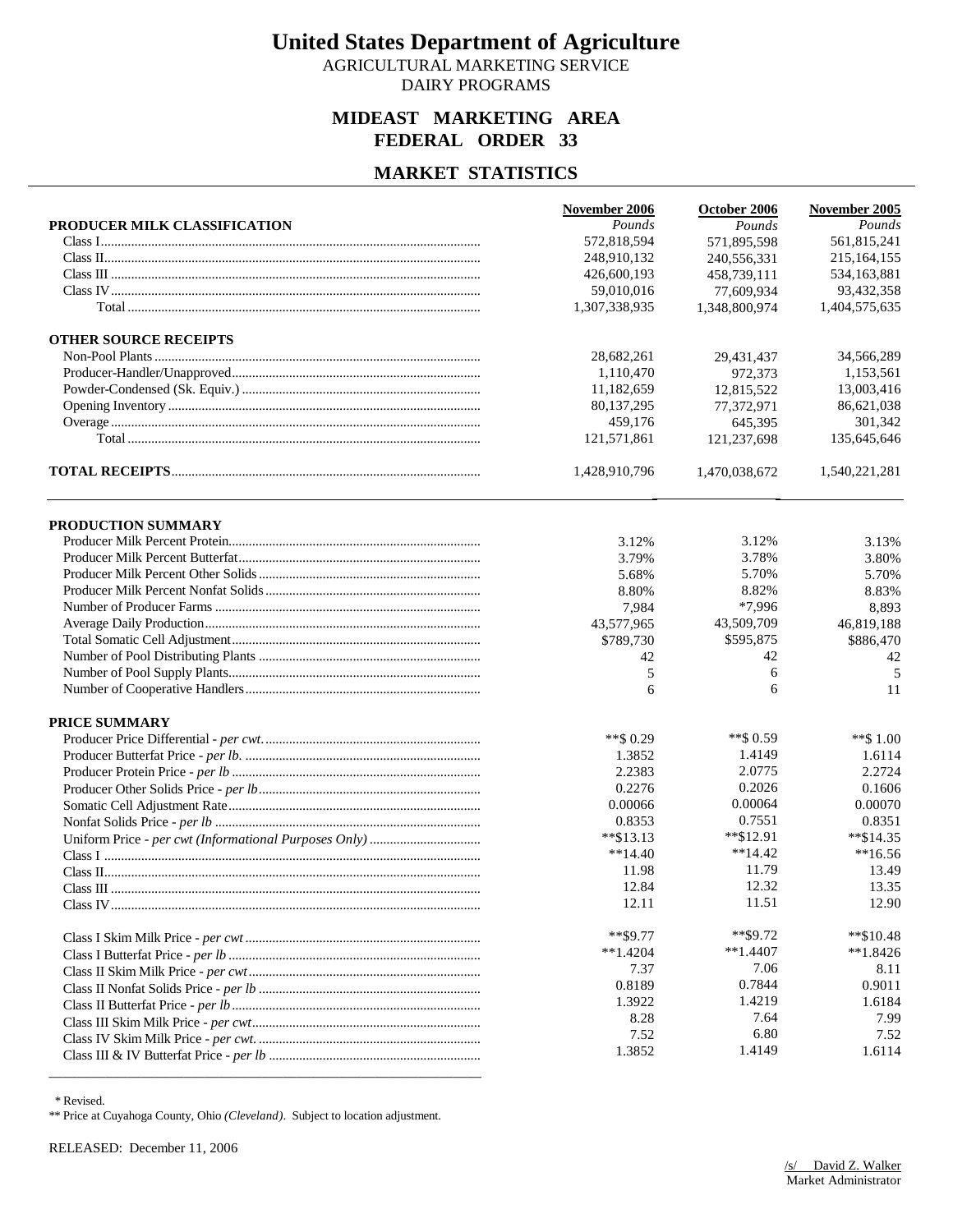# United States Department of Agriculture

AGRICULTURAL MARKETING SERVICE
DAIRY PROGRAMS

## MIDEAST MARKETING AREA
## FEDERAL ORDER 33

## MARKET STATISTICS

| | November 2006 | October 2006 | November 2005 |
|---|---|---|---|
| **PRODUCER MILK CLASSIFICATION** | *Pounds* | *Pounds* | *Pounds* |
| Class I | 572,818,594 | 571,895,598 | 561,815,241 |
| Class II | 248,910,132 | 240,556,331 | 215,164,155 |
| Class III | 426,600,193 | 458,739,111 | 534,163,881 |
| Class IV | 59,010,016 | 77,609,934 | 93,432,358 |
| Total | 1,307,338,935 | 1,348,800,974 | 1,404,575,635 |
| **OTHER SOURCE RECEIPTS** | | | |
| Non-Pool Plants | 28,682,261 | 29,431,437 | 34,566,289 |
| Producer-Handler/Unapproved | 1,110,470 | 972,373 | 1,153,561 |
| Powder-Condensed (Sk. Equiv.) | 11,182,659 | 12,815,522 | 13,003,416 |
| Opening Inventory | 80,137,295 | 77,372,971 | 86,621,038 |
| Overage | 459,176 | 645,395 | 301,342 |
| Total | 121,571,861 | 121,237,698 | 135,645,646 |
| **TOTAL RECEIPTS** | 1,428,910,796 | 1,470,038,672 | 1,540,221,281 |

| | November 2006 | October 2006 | November 2005 |
|---|---|---|---|
| **PRODUCTION SUMMARY** | | | |
| Producer Milk Percent Protein | 3.12% | 3.12% | 3.13% |
| Producer Milk Percent Butterfat | 3.79% | 3.78% | 3.80% |
| Producer Milk Percent Other Solids | 5.68% | 5.70% | 5.70% |
| Producer Milk Percent Nonfat Solids | 8.80% | 8.82% | 8.83% |
| Number of Producer Farms | 7,984 | *7,996 | 8,893 |
| Average Daily Production | 43,577,965 | 43,509,709 | 46,819,188 |
| Total Somatic Cell Adjustment | $789,730 | $595,875 | $886,470 |
| Number of Pool Distributing Plants | 42 | 42 | 42 |
| Number of Pool Supply Plants | 5 | 6 | 5 |
| Number of Cooperative Handlers | 6 | 6 | 11 |
| **PRICE SUMMARY** | | | |
| Producer Price Differential - *per cwt.* | **$ 0.29 | **$ 0.59 | **$ 1.00 |
| Producer Butterfat Price - *per lb.* | 1.3852 | 1.4149 | 1.6114 |
| Producer Protein Price - *per lb* | 2.2383 | 2.0775 | 2.2724 |
| Producer Other Solids Price - *per lb* | 0.2276 | 0.2026 | 0.1606 |
| Somatic Cell Adjustment Rate | 0.00066 | 0.00064 | 0.00070 |
| Nonfat Solids Price - *per lb* | 0.8353 | 0.7551 | 0.8351 |
| Uniform Price - *per cwt (Informational Purposes Only)* | **$13.13 | **$12.91 | **$14.35 |
| Class I | **14.40 | **14.42 | **16.56 |
| Class II | 11.98 | 11.79 | 13.49 |
| Class III | 12.84 | 12.32 | 13.35 |
| Class IV | 12.11 | 11.51 | 12.90 |
| Class I Skim Milk Price - *per cwt* | **$9.77 | **$9.72 | **$10.48 |
| Class I Butterfat Price - *per lb* | **1.4204 | **1.4407 | **1.8426 |
| Class II Skim Milk Price - *per cwt* | 7.37 | 7.06 | 8.11 |
| Class II Nonfat Solids Price - *per lb* | 0.8189 | 0.7844 | 0.9011 |
| Class II Butterfat Price - *per lb* | 1.3922 | 1.4219 | 1.6184 |
| Class III Skim Milk Price - *per cwt* | 8.28 | 7.64 | 7.99 |
| Class IV Skim Milk Price - *per cwt.* | 7.52 | 6.80 | 7.52 |
| Class III & IV Butterfat Price - *per lb* | 1.3852 | 1.4149 | 1.6114 |

\* Revised.
** Price at Cuyahoga County, Ohio *(Cleveland)*. Subject to location adjustment.

RELEASED: December 11, 2006

/s/ David Z. Walker
Market Administrator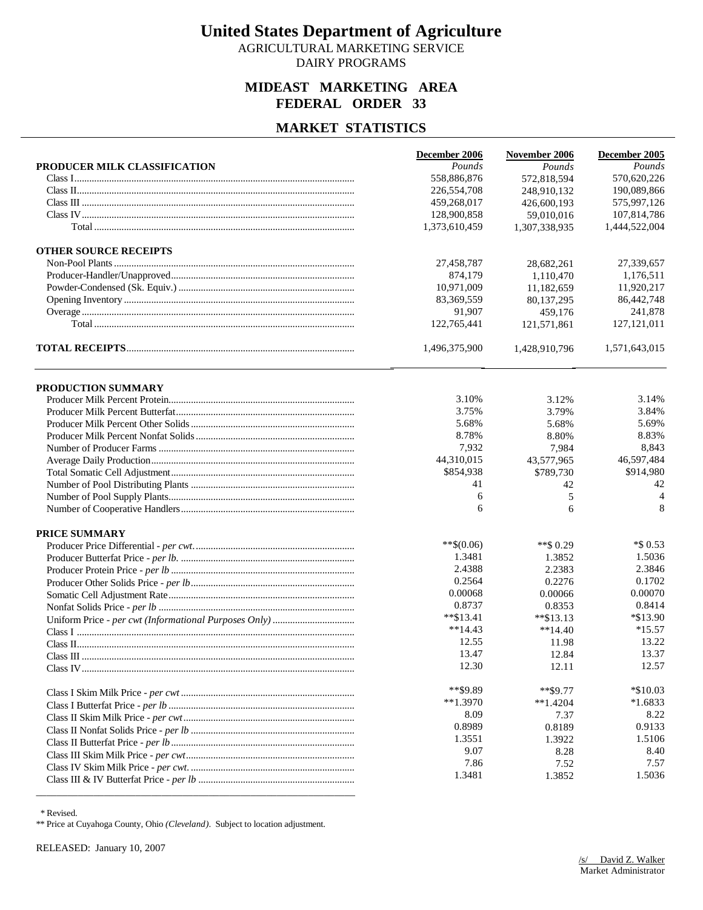# United States Department of Agriculture

AGRICULTURAL MARKETING SERVICE
DAIRY PROGRAMS

## MIDEAST MARKETING AREA
## FEDERAL ORDER 33

## MARKET STATISTICS

| | December 2006 | November 2006 | December 2005 |
|---|---|---|---|
| **PRODUCER MILK CLASSIFICATION** | *Pounds* | *Pounds* | *Pounds* |
| Class I | 558,886,876 | 572,818,594 | 570,620,226 |
| Class II | 226,554,708 | 248,910,132 | 190,089,866 |
| Class III | 459,268,017 | 426,600,193 | 575,997,126 |
| Class IV | 128,900,858 | 59,010,016 | 107,814,786 |
| Total | 1,373,610,459 | 1,307,338,935 | 1,444,522,004 |
| **OTHER SOURCE RECEIPTS** | | | |
| Non-Pool Plants | 27,458,787 | 28,682,261 | 27,339,657 |
| Producer-Handler/Unapproved | 874,179 | 1,110,470 | 1,176,511 |
| Powder-Condensed (Sk. Equiv.) | 10,971,009 | 11,182,659 | 11,920,217 |
| Opening Inventory | 83,369,559 | 80,137,295 | 86,442,748 |
| Overage | 91,907 | 459,176 | 241,878 |
| Total | 122,765,441 | 121,571,861 | 127,121,011 |
| **TOTAL RECEIPTS** | 1,496,375,900 | 1,428,910,796 | 1,571,643,015 |
| **PRODUCTION SUMMARY** | | | |
| Producer Milk Percent Protein | 3.10% | 3.12% | 3.14% |
| Producer Milk Percent Butterfat | 3.75% | 3.79% | 3.84% |
| Producer Milk Percent Other Solids | 5.68% | 5.68% | 5.69% |
| Producer Milk Percent Nonfat Solids | 8.78% | 8.80% | 8.83% |
| Number of Producer Farms | 7,932 | 7,984 | 8,843 |
| Average Daily Production | 44,310,015 | 43,577,965 | 46,597,484 |
| Total Somatic Cell Adjustment | $854,938 | $789,730 | $914,980 |
| Number of Pool Distributing Plants | 41 | 42 | 42 |
| Number of Pool Supply Plants | 6 | 5 | 4 |
| Number of Cooperative Handlers | 6 | 6 | 8 |
| **PRICE SUMMARY** | | | |
| Producer Price Differential - *per cwt.* | **$(0.06) | **$ 0.29 | *$ 0.53 |
| Producer Butterfat Price - *per lb.* | 1.3481 | 1.3852 | 1.5036 |
| Producer Protein Price - *per lb* | 2.4388 | 2.2383 | 2.3846 |
| Producer Other Solids Price - *per lb* | 0.2564 | 0.2276 | 0.1702 |
| Somatic Cell Adjustment Rate | 0.00068 | 0.00066 | 0.00070 |
| Nonfat Solids Price - *per lb* | 0.8737 | 0.8353 | 0.8414 |
| Uniform Price - *per cwt (Informational Purposes Only)* | **$13.41 | **$13.13 | *$13.90 |
| Class I | **14.43 | **14.40 | *15.57 |
| Class II | 12.55 | 11.98 | 13.22 |
| Class III | 13.47 | 12.84 | 13.37 |
| Class IV | 12.30 | 12.11 | 12.57 |
| Class I Skim Milk Price - *per cwt* | **$9.89 | **$9.77 | *$10.03 |
| Class I Butterfat Price - *per lb* | **1.3970 | **1.4204 | *1.6833 |
| Class II Skim Milk Price - *per cwt* | 8.09 | 7.37 | 8.22 |
| Class II Nonfat Solids Price - *per lb* | 0.8989 | 0.8189 | 0.9133 |
| Class II Butterfat Price - *per lb* | 1.3551 | 1.3922 | 1.5106 |
| Class III Skim Milk Price - *per cwt* | 9.07 | 8.28 | 8.40 |
| Class IV Skim Milk Price - *per cwt.* | 7.86 | 7.52 | 7.57 |
| Class III & IV Butterfat Price - *per lb* | 1.3481 | 1.3852 | 1.5036 |

\* Revised.

** Price at Cuyahoga County, Ohio *(Cleveland)*. Subject to location adjustment.

RELEASED: January 10, 2007

/s/ David Z. Walker
Market Administrator